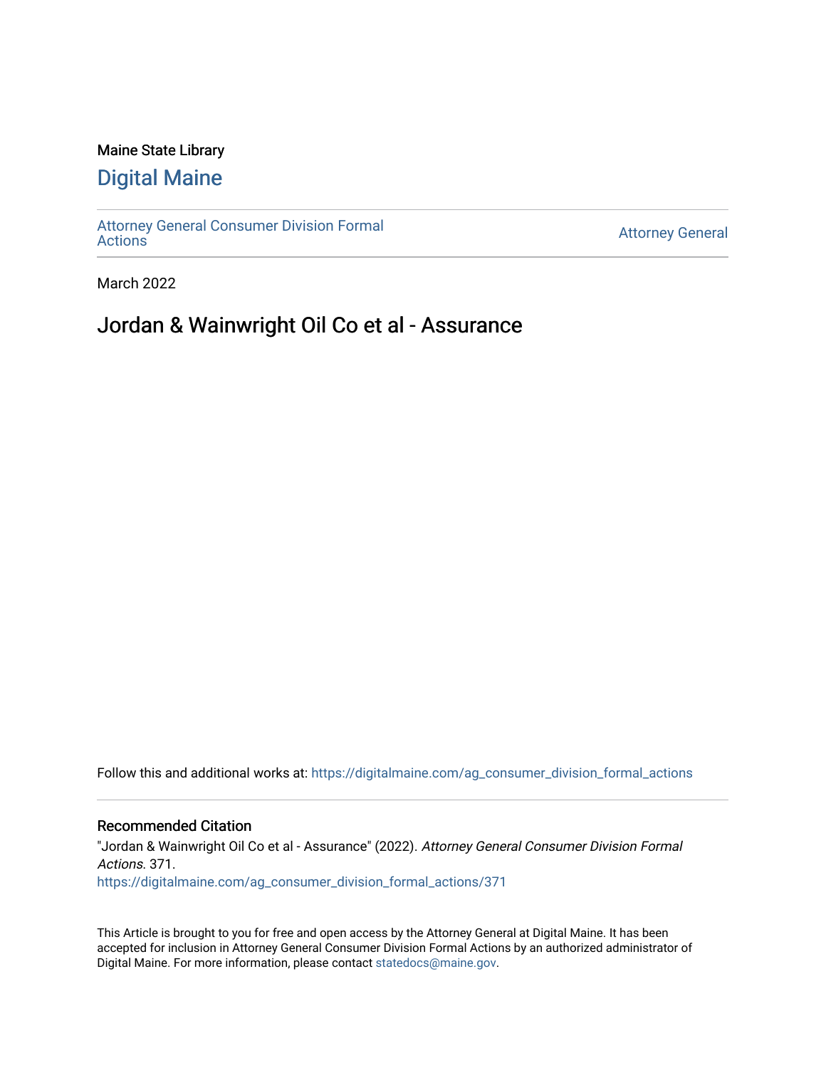Maine State Library

## Digital Maine

Attorney General Consumer Division Formal Actions

Attorney General

March 2022

# Jordan & Wainwright Oil Co et al - Assurance

Follow this and additional works at: https://digitalmaine.com/ag_consumer_division_formal_actions

### Recommended Citation

"Jordan & Wainwright Oil Co et al - Assurance" (2022). *Attorney General Consumer Division Formal Actions*. 371.
https://digitalmaine.com/ag_consumer_division_formal_actions/371

This Article is brought to you for free and open access by the Attorney General at Digital Maine. It has been accepted for inclusion in Attorney General Consumer Division Formal Actions by an authorized administrator of Digital Maine. For more information, please contact statedocs@maine.gov.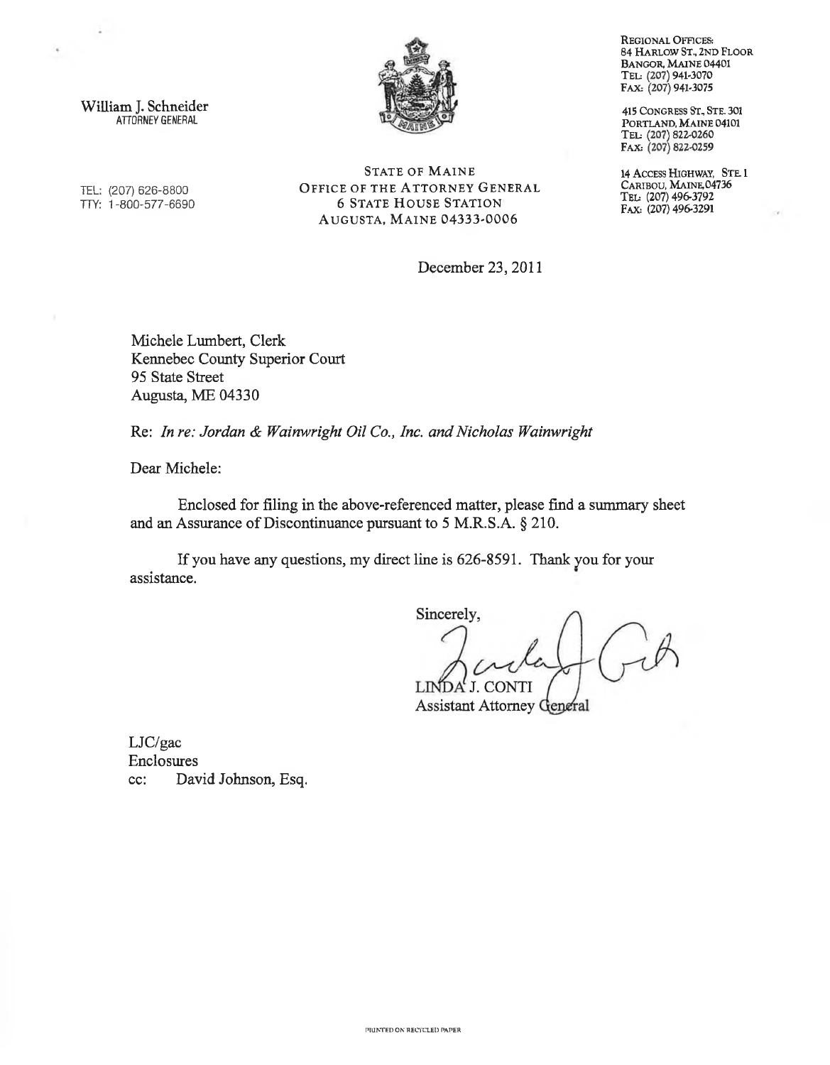William J. Schneider
ATTORNEY GENERAL

TEL: (207) 626-8800
TTY: 1-800-577-6690

STATE OF MAINE
OFFICE OF THE ATTORNEY GENERAL
6 STATE HOUSE STATION
AUGUSTA, MAINE 04333-0006

REGIONAL OFFICES:
84 HARLOW ST., 2ND FLOOR
BANGOR, MAINE 04401
TEL: (207) 941-3070
FAX: (207) 941-3075

415 CONGRESS ST., STE. 301
PORTLAND, MAINE 04101
TEL: (207) 822-0260
FAX: (207) 822-0259

14 ACCESS HIGHWAY, STE. 1
CARIBOU, MAINE 04736
TEL: (207) 496-3792
FAX: (207) 496-3291

December 23, 2011

Michele Lumbert, Clerk
Kennebec County Superior Court
95 State Street
Augusta, ME 04330

Re: *In re: Jordan & Wainwright Oil Co., Inc. and Nicholas Wainwright*

Dear Michele:

Enclosed for filing in the above-referenced matter, please find a summary sheet and an Assurance of Discontinuance pursuant to 5 M.R.S.A. § 210.

If you have any questions, my direct line is 626-8591. Thank you for your assistance.

Sincerely,

LINDA J. CONTI
Assistant Attorney General

LJC/gac
Enclosures
cc: David Johnson, Esq.

PRINTED ON RECYCLED PAPER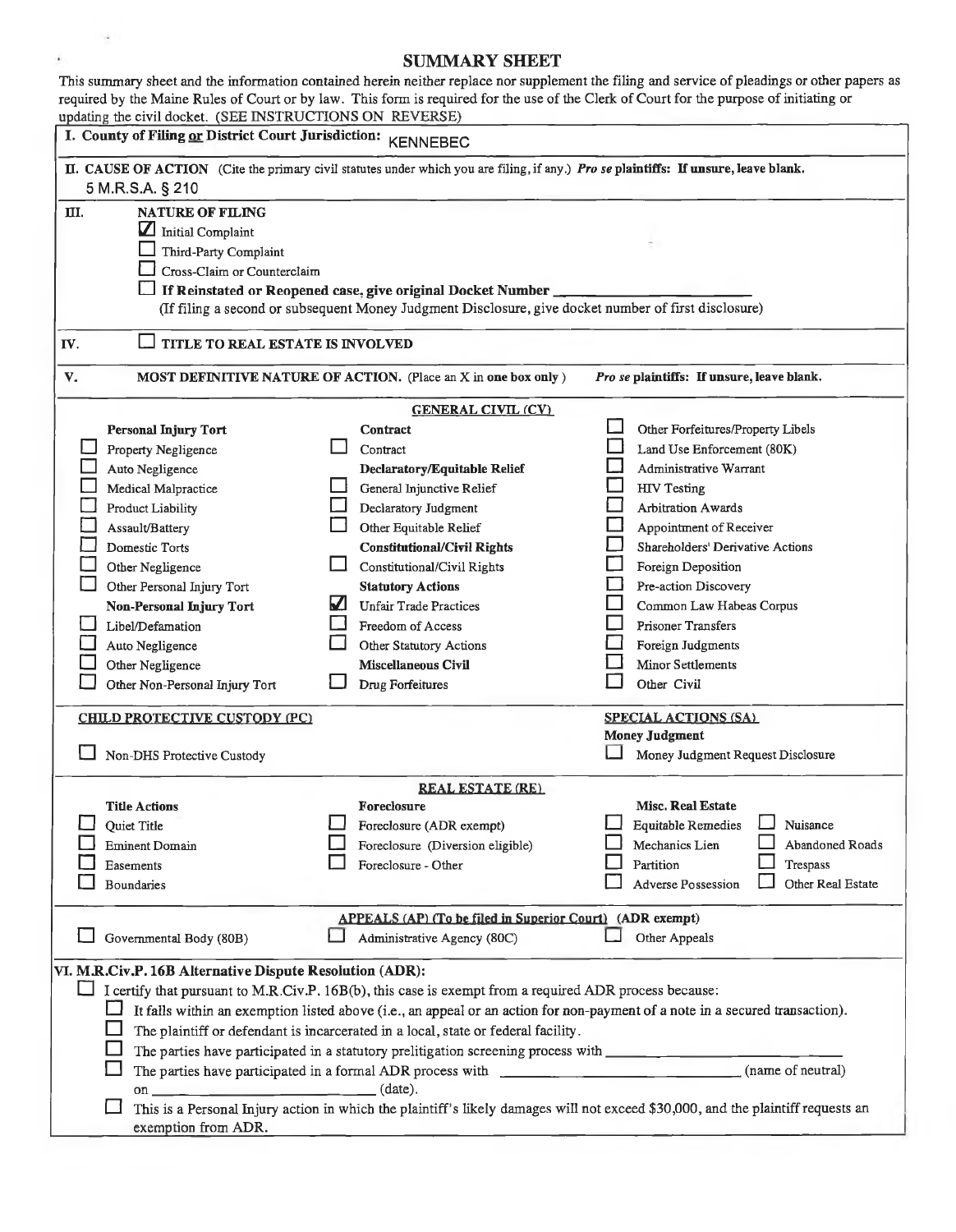# SUMMARY SHEET

This summary sheet and the information contained herein neither replace nor supplement the filing and service of pleadings or other papers as required by the Maine Rules of Court or by law. This form is required for the use of the Clerk of Court for the purpose of initiating or updating the civil docket. (SEE INSTRUCTIONS ON REVERSE)

**I. County of Filing or District Court Jurisdiction:** KENNEBEC

**II. CAUSE OF ACTION** (Cite the primary civil statutes under which you are filing, if any.) ***Pro se* plaintiffs: If unsure, leave blank.**

5 M.R.S.A. § 210

**III. NATURE OF FILING**

- [x] Initial Complaint
- [ ] Third-Party Complaint
- [ ] Cross-Claim or Counterclaim
- [ ] **If Reinstated or Reopened case, give original Docket Number** ______________________

(If filing a second or subsequent Money Judgment Disclosure, give docket number of first disclosure)

**IV.** [ ] **TITLE TO REAL ESTATE IS INVOLVED**

**V. MOST DEFINITIVE NATURE OF ACTION.** (Place an X in **one box only** ) ***Pro se* plaintiffs: If unsure, leave blank.**

### GENERAL CIVIL (CV)

**Personal Injury Tort**
- [ ] Property Negligence
- [ ] Auto Negligence
- [ ] Medical Malpractice
- [ ] Product Liability
- [ ] Assault/Battery
- [ ] Domestic Torts
- [ ] Other Negligence
- [ ] Other Personal Injury Tort

**Non-Personal Injury Tort**
- [ ] Libel/Defamation
- [ ] Auto Negligence
- [ ] Other Negligence
- [ ] Other Non-Personal Injury Tort

**Contract**
- [ ] Contract

**Declaratory/Equitable Relief**
- [ ] General Injunctive Relief
- [ ] Declaratory Judgment
- [ ] Other Equitable Relief

**Constitutional/Civil Rights**
- [ ] Constitutional/Civil Rights

**Statutory Actions**
- [x] Unfair Trade Practices
- [ ] Freedom of Access
- [ ] Other Statutory Actions

**Miscellaneous Civil**
- [ ] Drug Forfeitures
- [ ] Other Forfeitures/Property Libels
- [ ] Land Use Enforcement (80K)
- [ ] Administrative Warrant
- [ ] HIV Testing
- [ ] Arbitration Awards
- [ ] Appointment of Receiver
- [ ] Shareholders' Derivative Actions
- [ ] Foreign Deposition
- [ ] Pre-action Discovery
- [ ] Common Law Habeas Corpus
- [ ] Prisoner Transfers
- [ ] Foreign Judgments
- [ ] Minor Settlements
- [ ] Other Civil

### CHILD PROTECTIVE CUSTODY (PC)

- [ ] Non-DHS Protective Custody

### SPECIAL ACTIONS (SA)

**Money Judgment**
- [ ] Money Judgment Request Disclosure

### REAL ESTATE (RE)

**Title Actions**
- [ ] Quiet Title
- [ ] Eminent Domain
- [ ] Easements
- [ ] Boundaries

**Foreclosure**
- [ ] Foreclosure (ADR exempt)
- [ ] Foreclosure (Diversion eligible)
- [ ] Foreclosure - Other

**Misc. Real Estate**
- [ ] Equitable Remedies
- [ ] Mechanics Lien
- [ ] Partition
- [ ] Adverse Possession
- [ ] Nuisance
- [ ] Abandoned Roads
- [ ] Trespass
- [ ] Other Real Estate

### APPEALS (AP) (To be filed in Superior Court) (ADR exempt)

- [ ] Governmental Body (80B)
- [ ] Administrative Agency (80C)
- [ ] Other Appeals

**VI. M.R.Civ.P. 16B Alternative Dispute Resolution (ADR):**

- [ ] I certify that pursuant to M.R.Civ.P. 16B(b), this case is exempt from a required ADR process because:
  - [ ] It falls within an exemption listed above (i.e., an appeal or an action for non-payment of a note in a secured transaction).
  - [ ] The plaintiff or defendant is incarcerated in a local, state or federal facility.
  - [ ] The parties have participated in a statutory prelitigation screening process with ______________________
  - [ ] The parties have participated in a formal ADR process with ______________________ (name of neutral) on ______________________ (date).
  - [ ] This is a Personal Injury action in which the plaintiff's likely damages will not exceed $30,000, and the plaintiff requests an exemption from ADR.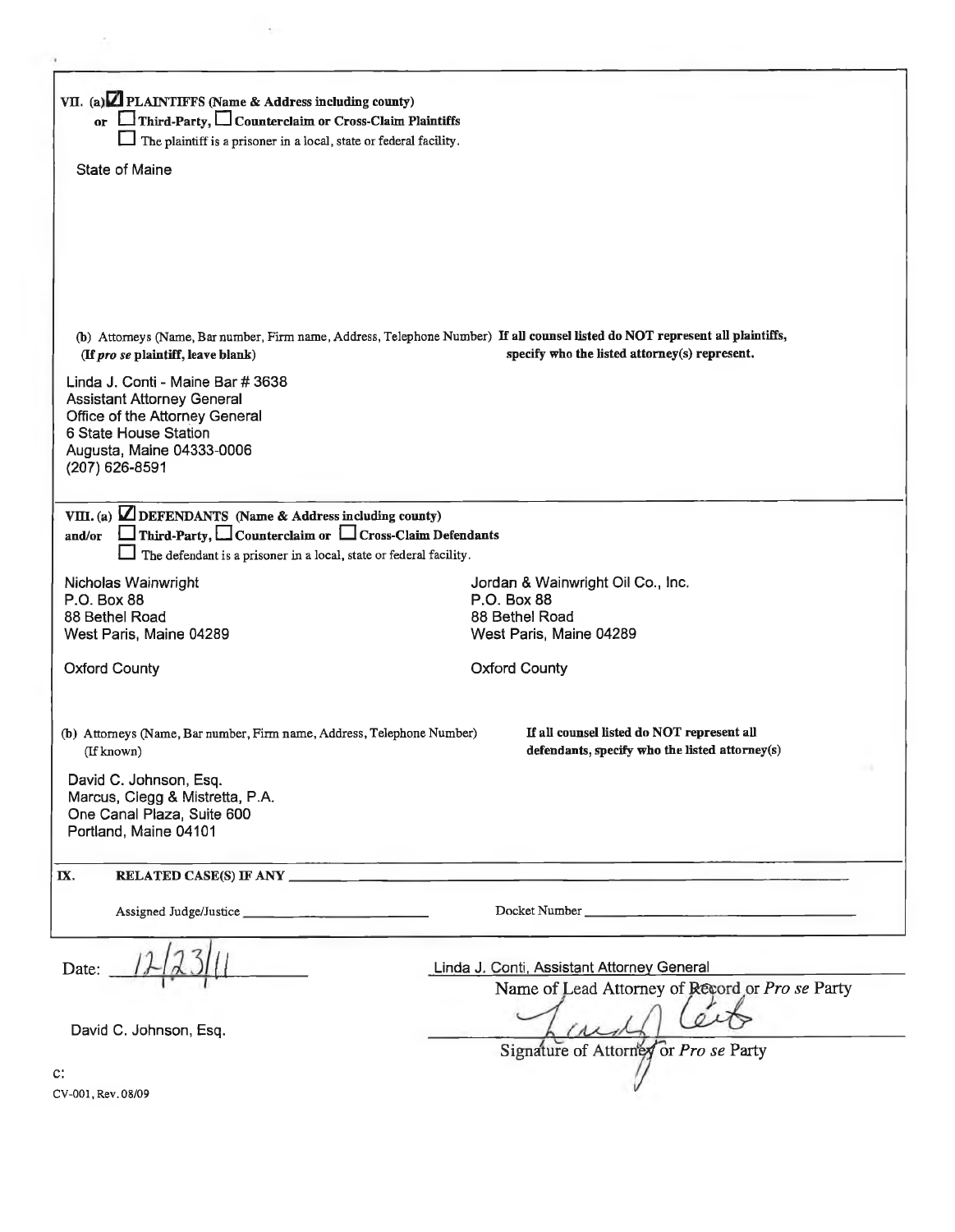**VII. (a)** ☑ **PLAINTIFFS (Name & Address including county)**
**or** ☐ **Third-Party,** ☐ **Counterclaim or Cross-Claim Plaintiffs**
☐ The plaintiff is a prisoner in a local, state or federal facility.

State of Maine

(b) Attorneys (Name, Bar number, Firm name, Address, Telephone Number) **If all counsel listed do NOT represent all plaintiffs, specify who the listed attorney(s) represent.**
**(If *pro se* plaintiff, leave blank)**

Linda J. Conti - Maine Bar # 3638
Assistant Attorney General
Office of the Attorney General
6 State House Station
Augusta, Maine 04333-0006
(207) 626-8591

**VIII. (a)** ☑ **DEFENDANTS (Name & Address including county)**
**and/or** ☐ **Third-Party,** ☐ **Counterclaim or** ☐ **Cross-Claim Defendants**
☐ The defendant is a prisoner in a local, state or federal facility.

Nicholas Wainwright
P.O. Box 88
88 Bethel Road
West Paris, Maine 04289

Oxford County

Jordan & Wainwright Oil Co., Inc.
P.O. Box 88
88 Bethel Road
West Paris, Maine 04289

Oxford County

(b) Attorneys (Name, Bar number, Firm name, Address, Telephone Number) (If known)
**If all counsel listed do NOT represent all defendants, specify who the listed attorney(s)**

David C. Johnson, Esq.
Marcus, Clegg & Mistretta, P.A.
One Canal Plaza, Suite 600
Portland, Maine 04101

**IX. RELATED CASE(S) IF ANY** \_\_\_\_\_\_\_\_\_\_\_\_\_\_\_\_\_\_\_\_

Assigned Judge/Justice \_\_\_\_\_\_\_\_\_\_\_\_\_\_\_\_ Docket Number \_\_\_\_\_\_\_\_\_\_\_\_\_\_\_\_

Date: 12/23/11

Linda J. Conti, Assistant Attorney General
Name of Lead Attorney of Record or *Pro se* Party

[signature]
Signature of Attorney or *Pro se* Party

David C. Johnson, Esq.

c:

CV-001, Rev. 08/09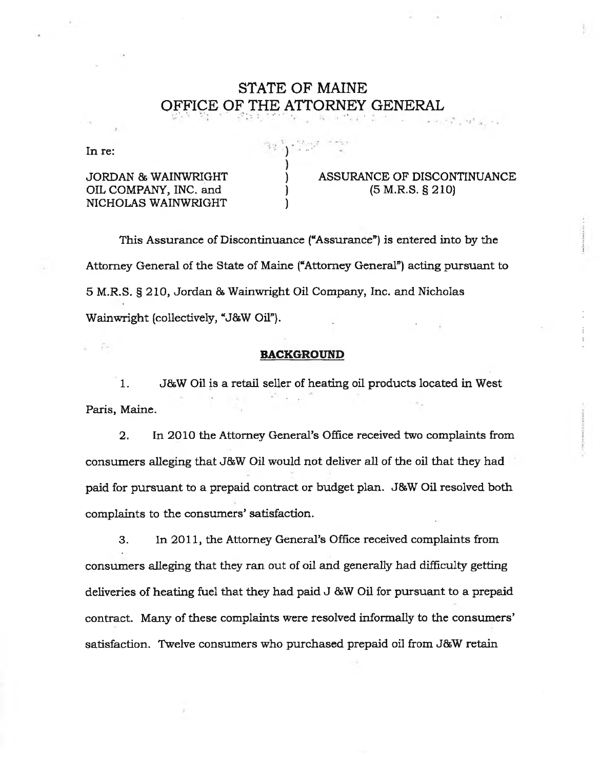# STATE OF MAINE
# OFFICE OF THE ATTORNEY GENERAL

In re:

JORDAN & WAINWRIGHT OIL COMPANY, INC. and NICHOLAS WAINWRIGHT

ASSURANCE OF DISCONTINUANCE (5 M.R.S. § 210)

This Assurance of Discontinuance ("Assurance") is entered into by the Attorney General of the State of Maine ("Attorney General") acting pursuant to 5 M.R.S. § 210, Jordan & Wainwright Oil Company, Inc. and Nicholas Wainwright (collectively, "J&W Oil").

## BACKGROUND

1. J&W Oil is a retail seller of heating oil products located in West Paris, Maine.

2. In 2010 the Attorney General's Office received two complaints from consumers alleging that J&W Oil would not deliver all of the oil that they had paid for pursuant to a prepaid contract or budget plan. J&W Oil resolved both complaints to the consumers' satisfaction.

3. In 2011, the Attorney General's Office received complaints from consumers alleging that they ran out of oil and generally had difficulty getting deliveries of heating fuel that they had paid J &W Oil for pursuant to a prepaid contract. Many of these complaints were resolved informally to the consumers' satisfaction. Twelve consumers who purchased prepaid oil from J&W retain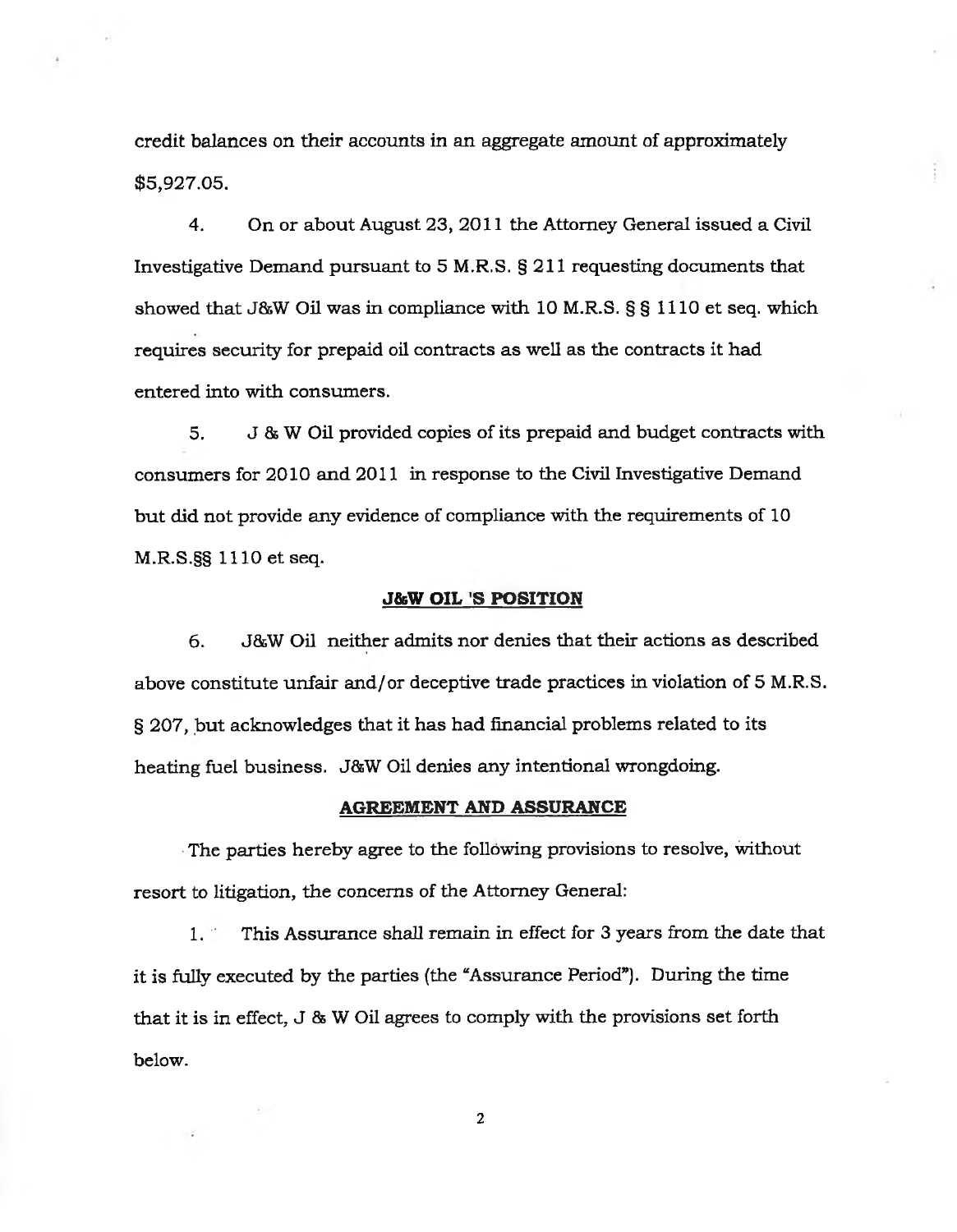credit balances on their accounts in an aggregate amount of approximately $5,927.05.

4. On or about August 23, 2011 the Attorney General issued a Civil Investigative Demand pursuant to 5 M.R.S. § 211 requesting documents that showed that J&W Oil was in compliance with 10 M.R.S. § § 1110 et seq. which requires security for prepaid oil contracts as well as the contracts it had entered into with consumers.

5. J & W Oil provided copies of its prepaid and budget contracts with consumers for 2010 and 2011 in response to the Civil Investigative Demand but did not provide any evidence of compliance with the requirements of 10 M.R.S.§§ 1110 et seq.

**J&W OIL 'S POSITION**

6. J&W Oil neither admits nor denies that their actions as described above constitute unfair and/or deceptive trade practices in violation of 5 M.R.S. § 207, but acknowledges that it has had financial problems related to its heating fuel business. J&W Oil denies any intentional wrongdoing.

**AGREEMENT AND ASSURANCE**

The parties hereby agree to the following provisions to resolve, without resort to litigation, the concerns of the Attorney General:

1. This Assurance shall remain in effect for 3 years from the date that it is fully executed by the parties (the "Assurance Period"). During the time that it is in effect, J & W Oil agrees to comply with the provisions set forth below.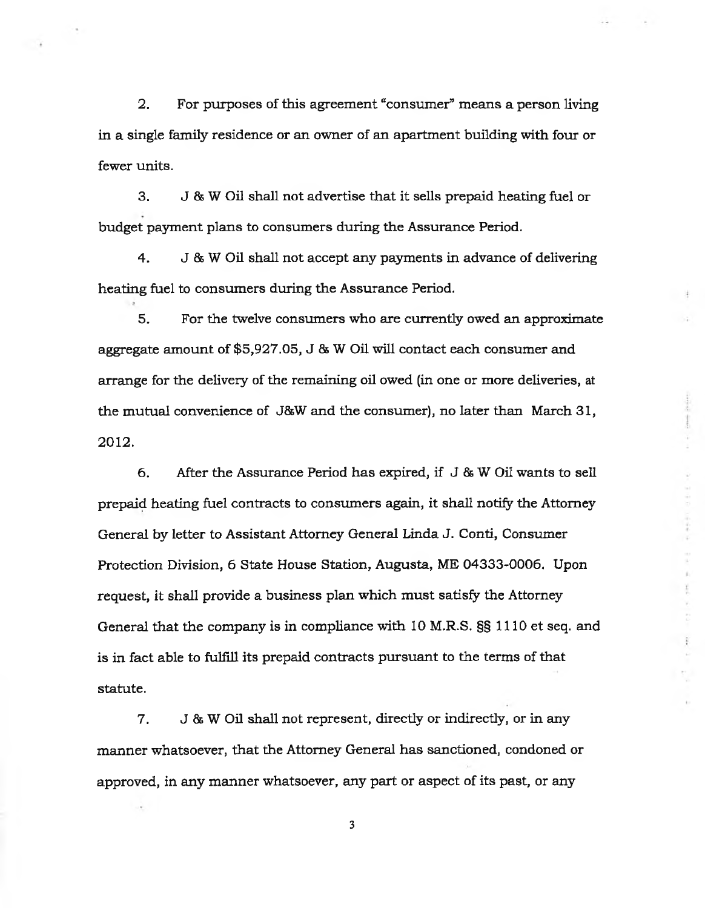2. For purposes of this agreement "consumer" means a person living in a single family residence or an owner of an apartment building with four or fewer units.

3. J & W Oil shall not advertise that it sells prepaid heating fuel or budget payment plans to consumers during the Assurance Period.

4. J & W Oil shall not accept any payments in advance of delivering heating fuel to consumers during the Assurance Period.

5. For the twelve consumers who are currently owed an approximate aggregate amount of $5,927.05, J & W Oil will contact each consumer and arrange for the delivery of the remaining oil owed (in one or more deliveries, at the mutual convenience of J&W and the consumer), no later than March 31, 2012.

6. After the Assurance Period has expired, if J & W Oil wants to sell prepaid heating fuel contracts to consumers again, it shall notify the Attorney General by letter to Assistant Attorney General Linda J. Conti, Consumer Protection Division, 6 State House Station, Augusta, ME 04333-0006. Upon request, it shall provide a business plan which must satisfy the Attorney General that the company is in compliance with 10 M.R.S. §§ 1110 et seq. and is in fact able to fulfill its prepaid contracts pursuant to the terms of that statute.

7. J & W Oil shall not represent, directly or indirectly, or in any manner whatsoever, that the Attorney General has sanctioned, condoned or approved, in any manner whatsoever, any part or aspect of its past, or any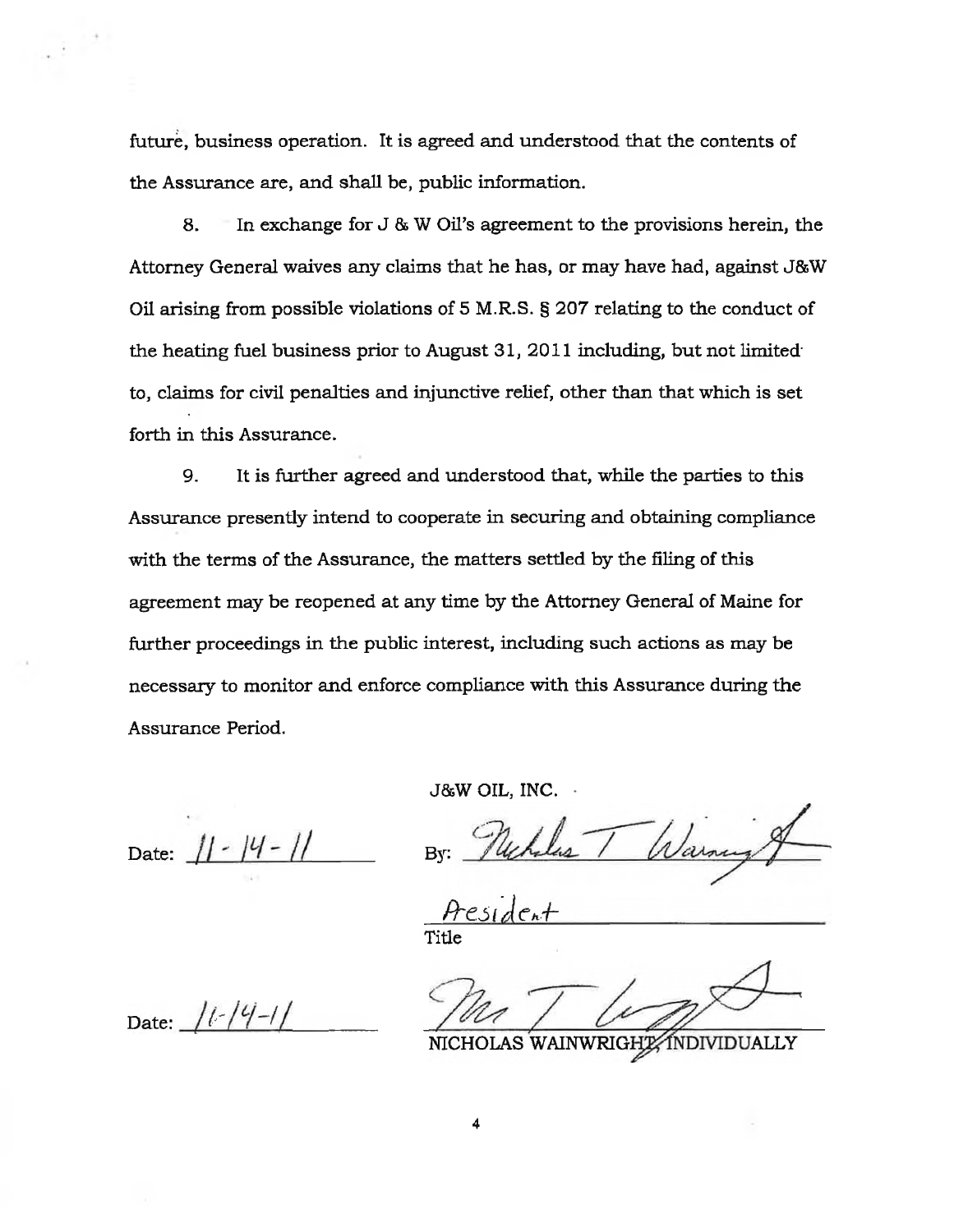future, business operation. It is agreed and understood that the contents of the Assurance are, and shall be, public information.

8. In exchange for J & W Oil's agreement to the provisions herein, the Attorney General waives any claims that he has, or may have had, against J&W Oil arising from possible violations of 5 M.R.S. § 207 relating to the conduct of the heating fuel business prior to August 31, 2011 including, but not limited to, claims for civil penalties and injunctive relief, other than that which is set forth in this Assurance.

9. It is further agreed and understood that, while the parties to this Assurance presently intend to cooperate in securing and obtaining compliance with the terms of the Assurance, the matters settled by the filing of this agreement may be reopened at any time by the Attorney General of Maine for further proceedings in the public interest, including such actions as may be necessary to monitor and enforce compliance with this Assurance during the Assurance Period.

J&W OIL, INC.

Date: 11-14-11

By: Nicholas T Wainwright

President

Title

Date: 11-14-11

NICHOLAS WAINWRIGHT, INDIVIDUALLY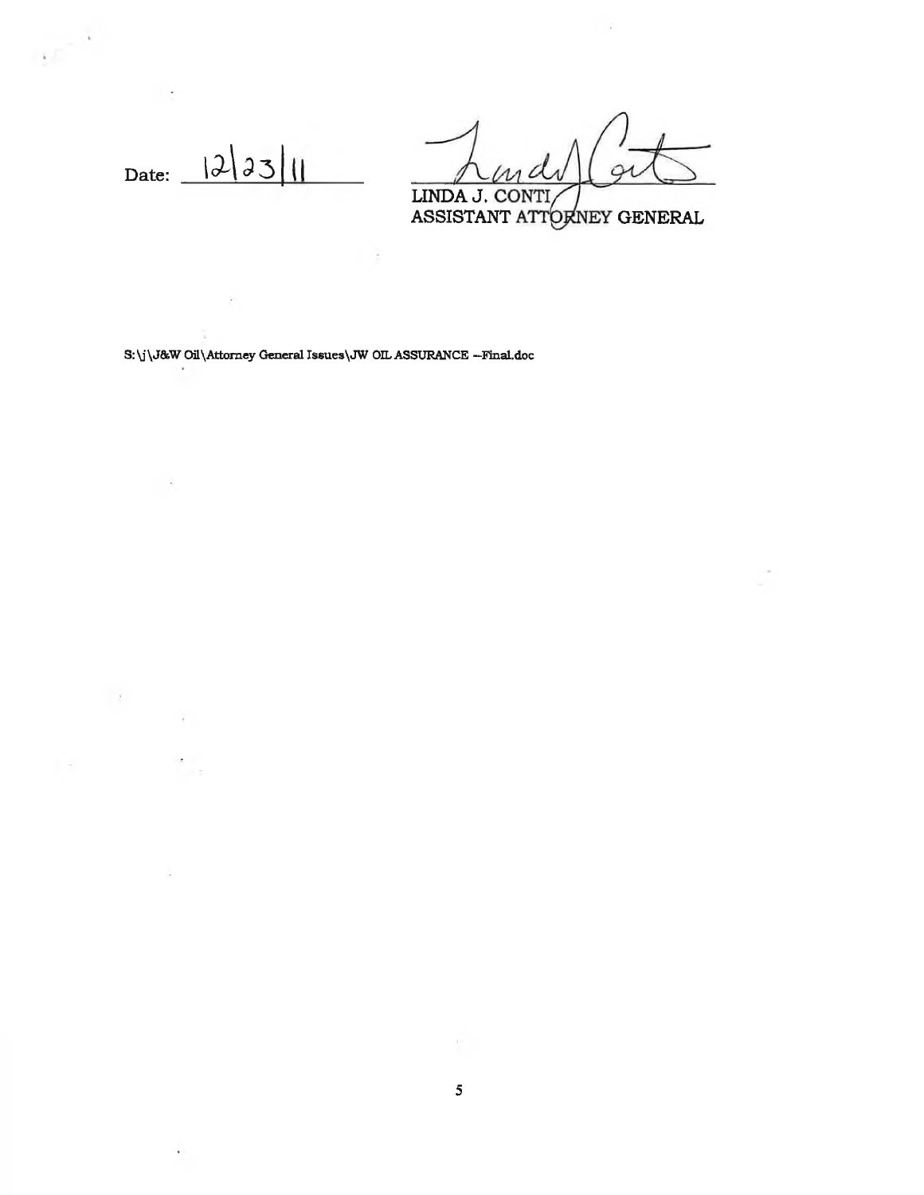Date: 12/23/11

LINDA J. CONTI
ASSISTANT ATTORNEY GENERAL

S:\j\J&W Oil\Attorney General Issues\JW OIL ASSURANCE --Final.doc